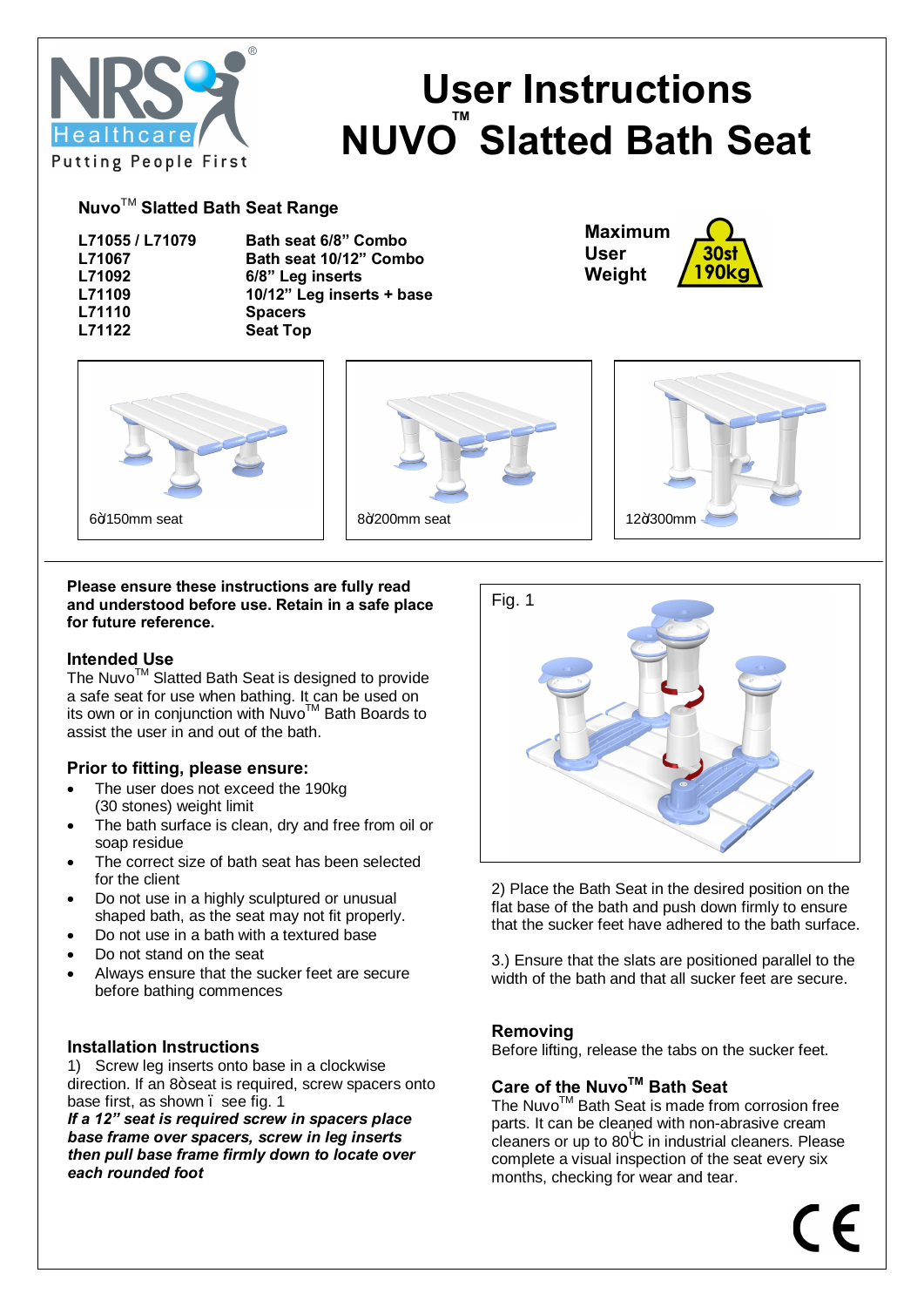NRS Healthcare
Putting People First

# User Instructions NUVO™ Slatted Bath Seat

## Nuvo™ Slatted Bath Seat Range

| | |
|---|---|
| L71055 / L71079 | Bath seat 6/8" Combo |
| L71067 | Bath seat 10/12" Combo |
| L71092 | 6/8" Leg inserts |
| L71109 | 10/12" Leg inserts + base |
| L71110 | Spacers |
| L71122 | Seat Top |

**Maximum User Weight** 30st 190kg

6"/150mm seat

8"/200mm seat

12"/300mm

**Please ensure these instructions are fully read and understood before use. Retain in a safe place for future reference.**

### Intended Use

The Nuvo™ Slatted Bath Seat is designed to provide a safe seat for use when bathing. It can be used on its own or in conjunction with Nuvo™ Bath Boards to assist the user in and out of the bath.

### Prior to fitting, please ensure:

- The user does not exceed the 190kg (30 stones) weight limit
- The bath surface is clean, dry and free from oil or soap residue
- The correct size of bath seat has been selected for the client
- Do not use in a highly sculptured or unusual shaped bath, as the seat may not fit properly.
- Do not use in a bath with a textured base
- Do not stand on the seat
- Always ensure that the sucker feet are secure before bathing commences

### Installation Instructions

1) Screw leg inserts onto base in a clockwise direction. If an 8" seat is required, screw spacers onto base first, as shown – see fig. 1

***If a 12" seat is required screw in spacers place base frame over spacers, screw in leg inserts then pull base frame firmly down to locate over each rounded foot***

Fig. 1

2) Place the Bath Seat in the desired position on the flat base of the bath and push down firmly to ensure that the sucker feet have adhered to the bath surface.

3.) Ensure that the slats are positioned parallel to the width of the bath and that all sucker feet are secure.

### Removing

Before lifting, release the tabs on the sucker feet.

### Care of the Nuvo™ Bath Seat

The Nuvo™ Bath Seat is made from corrosion free parts. It can be cleaned with non-abrasive cream cleaners or up to 80°C in industrial cleaners. Please complete a visual inspection of the seat every six months, checking for wear and tear.

CE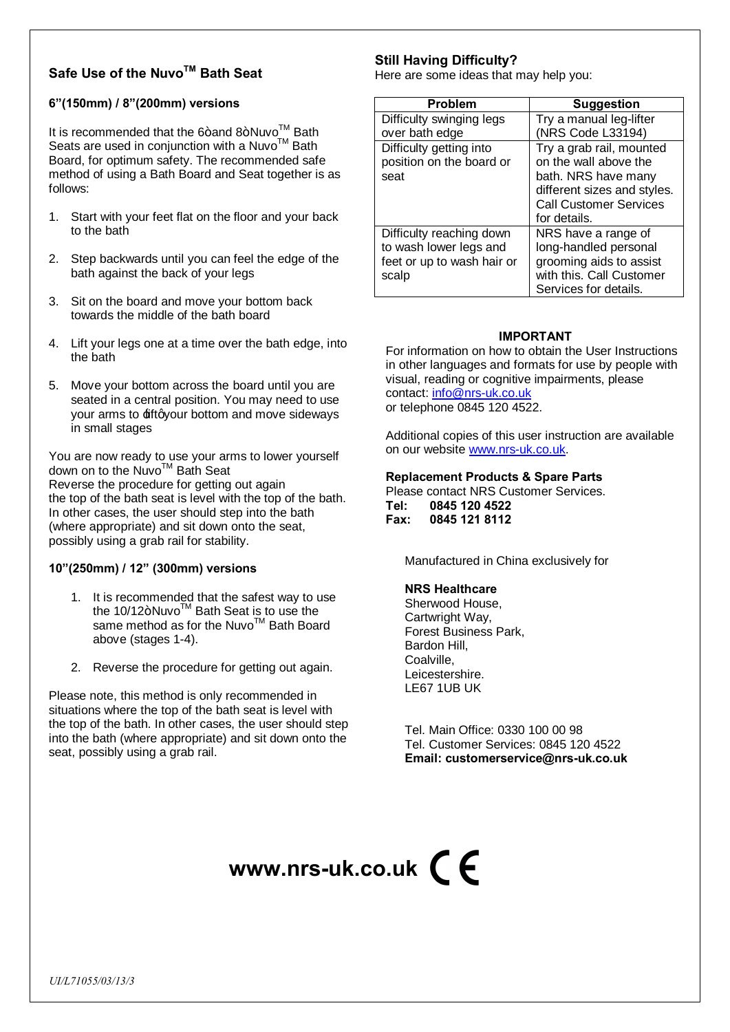## Safe Use of the Nuvo™ Bath Seat

### 6"(150mm) / 8"(200mm) versions

It is recommended that the 6"and 8"Nuvo™ Bath Seats are used in conjunction with a Nuvo™ Bath Board, for optimum safety. The recommended safe method of using a Bath Board and Seat together is as follows:

1. Start with your feet flat on the floor and your back to the bath
2. Step backwards until you can feel the edge of the bath against the back of your legs
3. Sit on the board and move your bottom back towards the middle of the bath board
4. Lift your legs one at a time over the bath edge, into the bath
5. Move your bottom across the board until you are seated in a central position. You may need to use your arms to 'lift' your bottom and move sideways in small stages

You are now ready to use your arms to lower yourself down on to the Nuvo™ Bath Seat
Reverse the procedure for getting out again
the top of the bath seat is level with the top of the bath. In other cases, the user should step into the bath (where appropriate) and sit down onto the seat, possibly using a grab rail for stability.

### 10"(250mm) / 12" (300mm) versions

1. It is recommended that the safest way to use the 10/12"Nuvo™ Bath Seat is to use the same method as for the Nuvo™ Bath Board above (stages 1-4).
2. Reverse the procedure for getting out again.

Please note, this method is only recommended in situations where the top of the bath seat is level with the top of the bath. In other cases, the user should step into the bath (where appropriate) and sit down onto the seat, possibly using a grab rail.

## Still Having Difficulty?

Here are some ideas that may help you:

| Problem | Suggestion |
|---|---|
| Difficulty swinging legs over bath edge | Try a manual leg-lifter (NRS Code L33194) |
| Difficulty getting into position on the board or seat | Try a grab rail, mounted on the wall above the bath. NRS have many different sizes and styles. Call Customer Services for details. |
| Difficulty reaching down to wash lower legs and feet or up to wash hair or scalp | NRS have a range of long-handled personal grooming aids to assist with this. Call Customer Services for details. |

**IMPORTANT**

For information on how to obtain the User Instructions in other languages and formats for use by people with visual, reading or cognitive impairments, please contact: info@nrs-uk.co.uk
or telephone 0845 120 4522.

Additional copies of this user instruction are available on our website www.nrs-uk.co.uk.

**Replacement Products & Spare Parts**

Please contact NRS Customer Services.
**Tel: 0845 120 4522**
**Fax: 0845 121 8112**

Manufactured in China exclusively for

**NRS Healthcare**
Sherwood House,
Cartwright Way,
Forest Business Park,
Bardon Hill,
Coalville,
Leicestershire.
LE67 1UB UK

Tel. Main Office: 0330 100 00 98
Tel. Customer Services: 0845 120 4522
**Email: customerservice@nrs-uk.co.uk**

**www.nrs-uk.co.uk** CE

*UI/L71055/03/13/3*